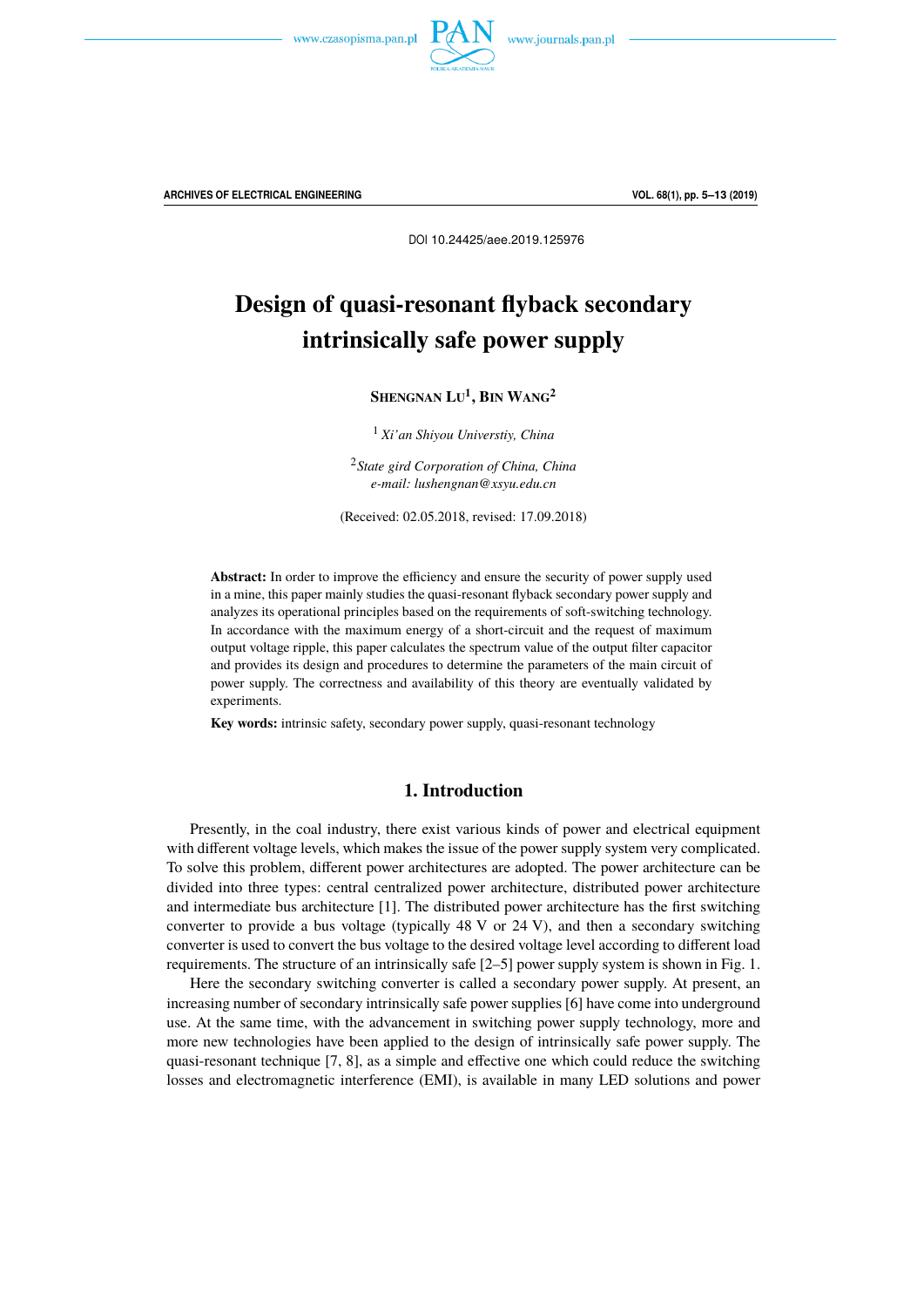DOI 10.24425/aee.2019.125976

# Design of quasi-resonant flyback secondary intrinsically safe power supply

**Shengnan Lu[1], Bin Wang[2]**

[1] *Xi'an Shiyou Universtiy, China*

[2] *State gird Corporation of China, China*
*e-mail: lushengnan@xsyu.edu.cn*

(Received: 02.05.2018, revised: 17.09.2018)

**Abstract:** In order to improve the efficiency and ensure the security of power supply used in a mine, this paper mainly studies the quasi-resonant flyback secondary power supply and analyzes its operational principles based on the requirements of soft-switching technology. In accordance with the maximum energy of a short-circuit and the request of maximum output voltage ripple, this paper calculates the spectrum value of the output filter capacitor and provides its design and procedures to determine the parameters of the main circuit of power supply. The correctness and availability of this theory are eventually validated by experiments.

**Key words:** intrinsic safety, secondary power supply, quasi-resonant technology

## 1. Introduction

Presently, in the coal industry, there exist various kinds of power and electrical equipment with different voltage levels, which makes the issue of the power supply system very complicated. To solve this problem, different power architectures are adopted. The power architecture can be divided into three types: central centralized power architecture, distributed power architecture and intermediate bus architecture [1]. The distributed power architecture has the first switching converter to provide a bus voltage (typically 48 V or 24 V), and then a secondary switching converter is used to convert the bus voltage to the desired voltage level according to different load requirements. The structure of an intrinsically safe [2–5] power supply system is shown in Fig. 1.

Here the secondary switching converter is called a secondary power supply. At present, an increasing number of secondary intrinsically safe power supplies [6] have come into underground use. At the same time, with the advancement in switching power supply technology, more and more new technologies have been applied to the design of intrinsically safe power supply. The quasi-resonant technique [7, 8], as a simple and effective one which could reduce the switching losses and electromagnetic interference (EMI), is available in many LED solutions and power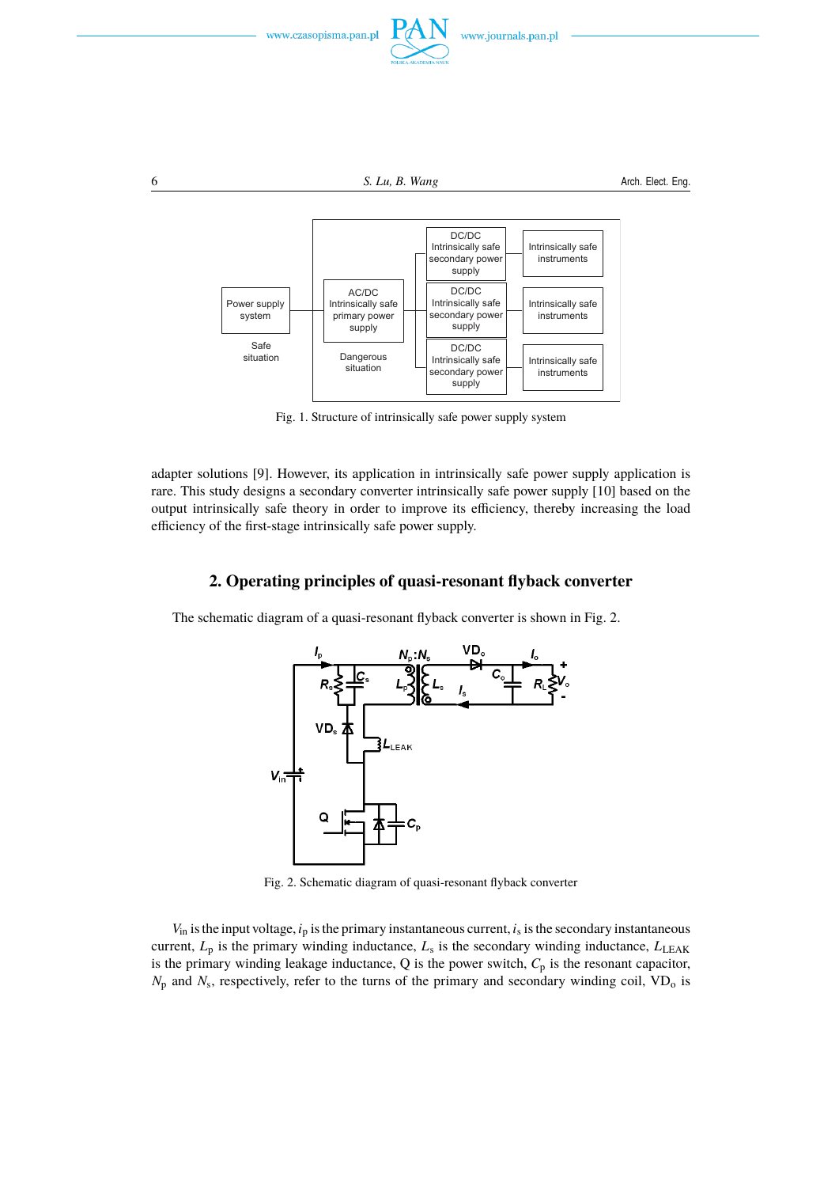Fig. 1. Structure of intrinsically safe power supply system

adapter solutions [9]. However, its application in intrinsically safe power supply application is rare. This study designs a secondary converter intrinsically safe power supply [10] based on the output intrinsically safe theory in order to improve its efficiency, thereby increasing the load efficiency of the first-stage intrinsically safe power supply.

## 2. Operating principles of quasi-resonant flyback converter

The schematic diagram of a quasi-resonant flyback converter is shown in Fig. 2.

Fig. 2. Schematic diagram of quasi-resonant flyback converter

$V_{in}$ is the input voltage, $i_p$ is the primary instantaneous current, $i_s$ is the secondary instantaneous current, $L_p$ is the primary winding inductance, $L_s$ is the secondary winding inductance, $L_{LEAK}$ is the primary winding leakage inductance, Q is the power switch, $C_p$ is the resonant capacitor, $N_p$ and $N_s$, respectively, refer to the turns of the primary and secondary winding coil, $VD_o$ is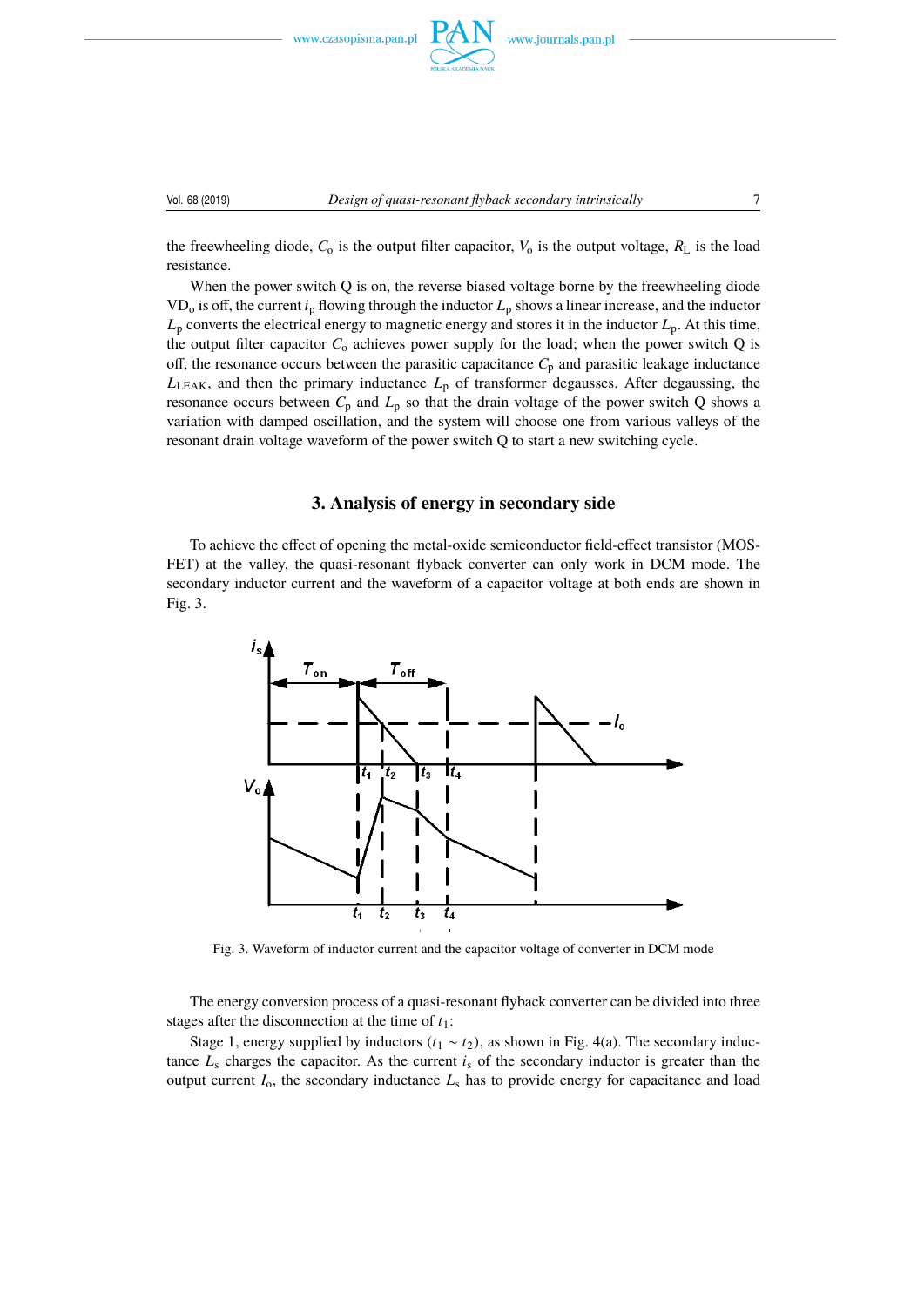the freewheeling diode, $C_o$ is the output filter capacitor, $V_o$ is the output voltage, $R_L$ is the load resistance.

When the power switch Q is on, the reverse biased voltage borne by the freewheeling diode $VD_o$ is off, the current $i_p$ flowing through the inductor $L_p$ shows a linear increase, and the inductor $L_p$ converts the electrical energy to magnetic energy and stores it in the inductor $L_p$. At this time, the output filter capacitor $C_o$ achieves power supply for the load; when the power switch Q is off, the resonance occurs between the parasitic capacitance $C_p$ and parasitic leakage inductance $L_{LEAK}$, and then the primary inductance $L_p$ of transformer degausses. After degaussing, the resonance occurs between $C_p$ and $L_p$ so that the drain voltage of the power switch Q shows a variation with damped oscillation, and the system will choose one from various valleys of the resonant drain voltage waveform of the power switch Q to start a new switching cycle.

## 3. Analysis of energy in secondary side

To achieve the effect of opening the metal-oxide semiconductor field-effect transistor (MOSFET) at the valley, the quasi-resonant flyback converter can only work in DCM mode. The secondary inductor current and the waveform of a capacitor voltage at both ends are shown in Fig. 3.

Fig. 3. Waveform of inductor current and the capacitor voltage of converter in DCM mode

The energy conversion process of a quasi-resonant flyback converter can be divided into three stages after the disconnection at the time of $t_1$:

Stage 1, energy supplied by inductors ($t_1 \sim t_2$), as shown in Fig. 4(a). The secondary inductance $L_s$ charges the capacitor. As the current $i_s$ of the secondary inductor is greater than the output current $I_o$, the secondary inductance $L_s$ has to provide energy for capacitance and load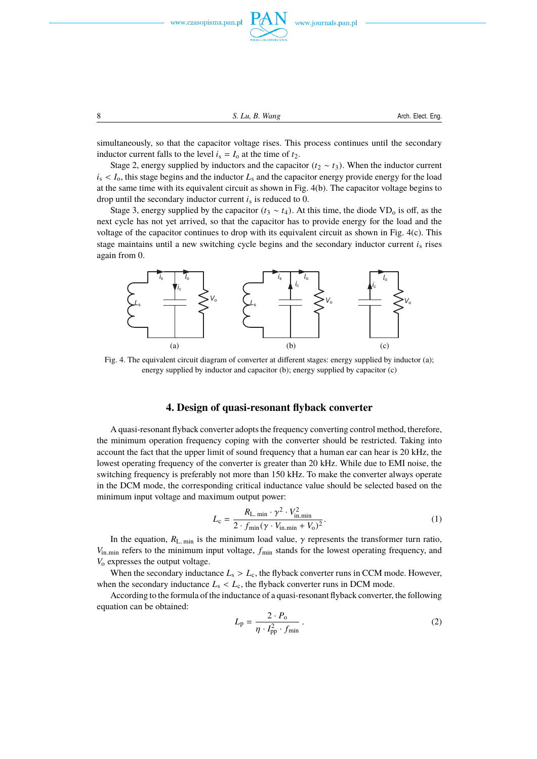simultaneously, so that the capacitor voltage rises. This process continues until the secondary inductor current falls to the level $i_s = I_o$ at the time of $t_2$.

Stage 2, energy supplied by inductors and the capacitor ($t_2 \sim t_3$). When the inductor current $i_s < I_o$, this stage begins and the inductor $L_s$ and the capacitor energy provide energy for the load at the same time with its equivalent circuit as shown in Fig. 4(b). The capacitor voltage begins to drop until the secondary inductor current $i_s$ is reduced to 0.

Stage 3, energy supplied by the capacitor ($t_3 \sim t_4$). At this time, the diode $VD_o$ is off, as the next cycle has not yet arrived, so that the capacitor has to provide energy for the load and the voltage of the capacitor continues to drop with its equivalent circuit as shown in Fig. 4(c). This stage maintains until a new switching cycle begins and the secondary inductor current $i_s$ rises again from 0.

Fig. 4. The equivalent circuit diagram of converter at different stages: energy supplied by inductor (a); energy supplied by inductor and capacitor (b); energy supplied by capacitor (c)

## 4. Design of quasi-resonant flyback converter

A quasi-resonant flyback converter adopts the frequency converting control method, therefore, the minimum operation frequency coping with the converter should be restricted. Taking into account the fact that the upper limit of sound frequency that a human ear can hear is 20 kHz, the lowest operating frequency of the converter is greater than 20 kHz. While due to EMI noise, the switching frequency is preferably not more than 150 kHz. To make the converter always operate in the DCM mode, the corresponding critical inductance value should be selected based on the minimum input voltage and maximum output power:

$$L_c = \frac{R_{L.\min} \cdot \gamma^2 \cdot V_{\text{in.min}}^2}{2 \cdot f_{\min}(\gamma \cdot V_{\text{in.min}} + V_o)^2}. \tag{1}$$

In the equation, $R_{L.\min}$ is the minimum load value, $\gamma$ represents the transformer turn ratio, $V_{\text{in.min}}$ refers to the minimum input voltage, $f_{\min}$ stands for the lowest operating frequency, and $V_o$ expresses the output voltage.

When the secondary inductance $L_s > L_c$, the flyback converter runs in CCM mode. However, when the secondary inductance $L_s < L_c$, the flyback converter runs in DCM mode.

According to the formula of the inductance of a quasi-resonant flyback converter, the following equation can be obtained:

$$L_p = \frac{2 \cdot P_o}{\eta \cdot I_{pp}^2 \cdot f_{\min}}. \tag{2}$$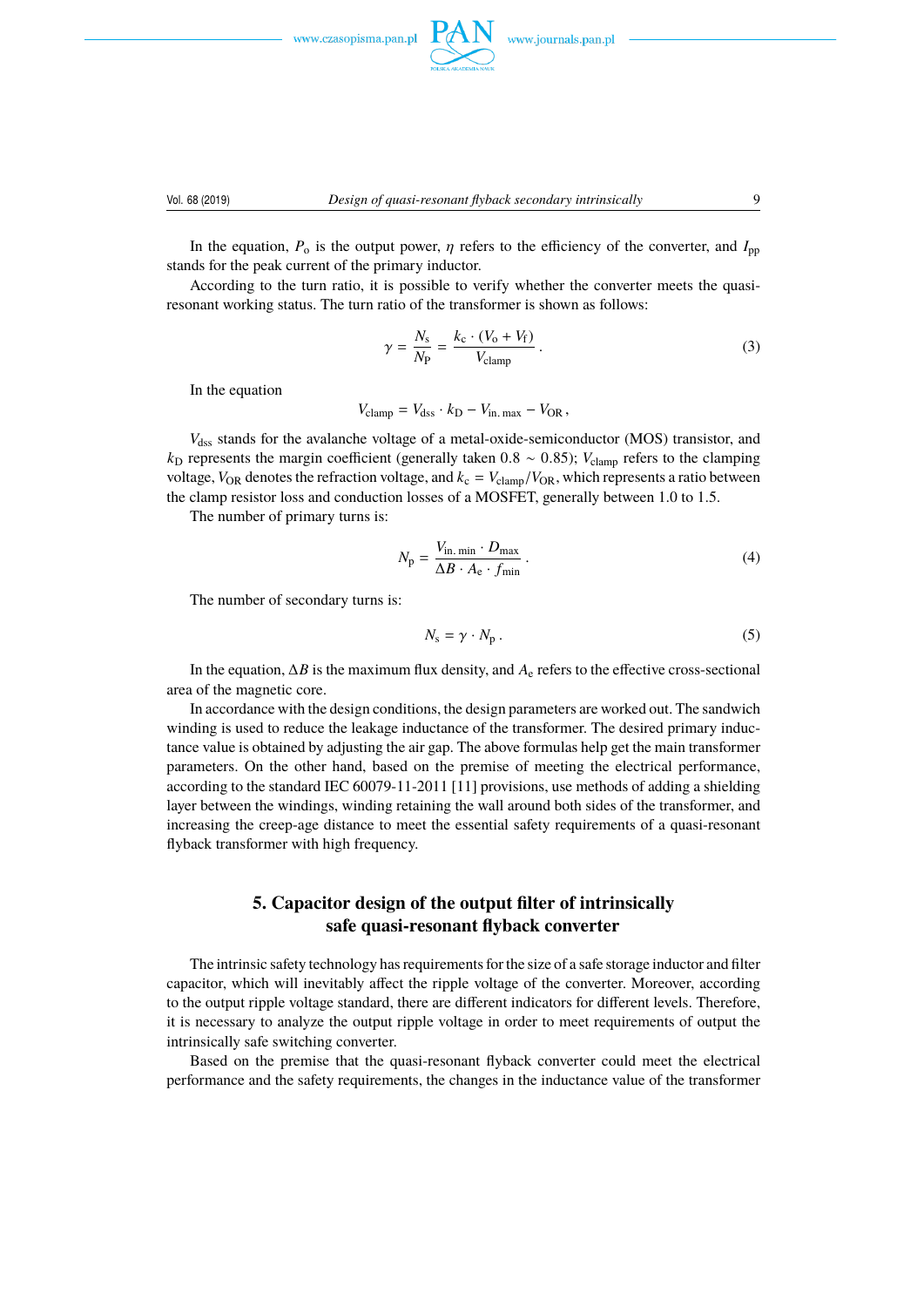In the equation, $P_o$ is the output power, $\eta$ refers to the efficiency of the converter, and $I_{pp}$ stands for the peak current of the primary inductor.

According to the turn ratio, it is possible to verify whether the converter meets the quasi-resonant working status. The turn ratio of the transformer is shown as follows:

$$\gamma = \frac{N_s}{N_P} = \frac{k_c \cdot (V_o + V_f)}{V_{clamp}}. \tag{3}$$

In the equation

$$V_{clamp} = V_{dss} \cdot k_D - V_{in.\,max} - V_{OR},$$

$V_{dss}$ stands for the avalanche voltage of a metal-oxide-semiconductor (MOS) transistor, and $k_D$ represents the margin coefficient (generally taken $0.8 \sim 0.85$); $V_{clamp}$ refers to the clamping voltage, $V_{OR}$ denotes the refraction voltage, and $k_c = V_{clamp}/V_{OR}$, which represents a ratio between the clamp resistor loss and conduction losses of a MOSFET, generally between 1.0 to 1.5.

The number of primary turns is:

$$N_p = \frac{V_{in.\,min} \cdot D_{max}}{\Delta B \cdot A_e \cdot f_{min}}. \tag{4}$$

The number of secondary turns is:

$$N_s = \gamma \cdot N_p. \tag{5}$$

In the equation, $\Delta B$ is the maximum flux density, and $A_e$ refers to the effective cross-sectional area of the magnetic core.

In accordance with the design conditions, the design parameters are worked out. The sandwich winding is used to reduce the leakage inductance of the transformer. The desired primary inductance value is obtained by adjusting the air gap. The above formulas help get the main transformer parameters. On the other hand, based on the premise of meeting the electrical performance, according to the standard IEC 60079-11-2011 [11] provisions, use methods of adding a shielding layer between the windings, winding retaining the wall around both sides of the transformer, and increasing the creep-age distance to meet the essential safety requirements of a quasi-resonant flyback transformer with high frequency.

## 5. Capacitor design of the output filter of intrinsically safe quasi-resonant flyback converter

The intrinsic safety technology has requirements for the size of a safe storage inductor and filter capacitor, which will inevitably affect the ripple voltage of the converter. Moreover, according to the output ripple voltage standard, there are different indicators for different levels. Therefore, it is necessary to analyze the output ripple voltage in order to meet requirements of output the intrinsically safe switching converter.

Based on the premise that the quasi-resonant flyback converter could meet the electrical performance and the safety requirements, the changes in the inductance value of the transformer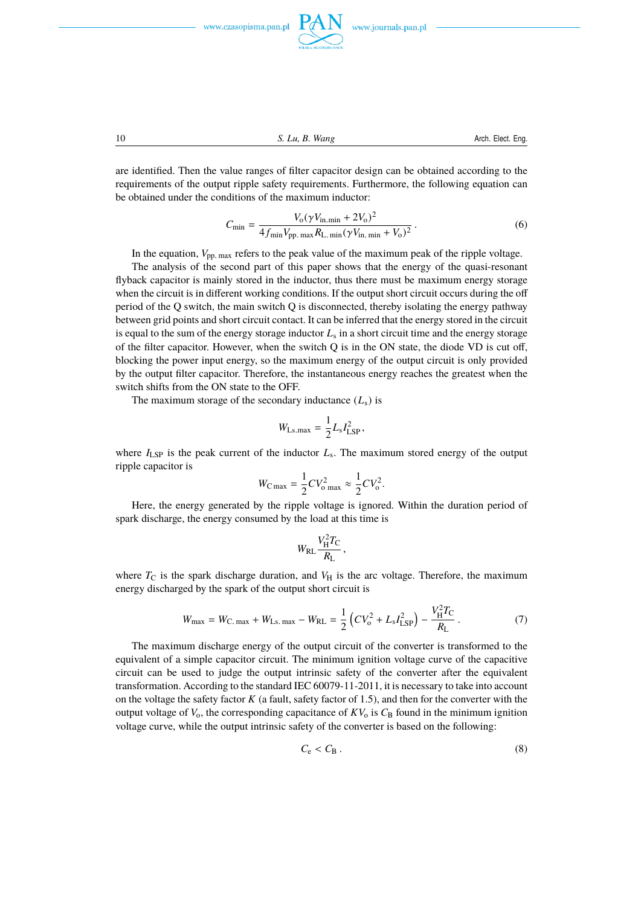are identified. Then the value ranges of filter capacitor design can be obtained according to the requirements of the output ripple safety requirements. Furthermore, the following equation can be obtained under the conditions of the maximum inductor:

$$C_{\min} = \frac{V_o(\gamma V_{\text{in.min}} + 2V_o)^2}{4 f_{\min} V_{\text{pp. max}} R_{\text{L. min}} (\gamma V_{\text{in. min}} + V_o)^2}. \tag{6}$$

In the equation, $V_{\text{pp. max}}$ refers to the peak value of the maximum peak of the ripple voltage.

The analysis of the second part of this paper shows that the energy of the quasi-resonant flyback capacitor is mainly stored in the inductor, thus there must be maximum energy storage when the circuit is in different working conditions. If the output short circuit occurs during the off period of the Q switch, the main switch Q is disconnected, thereby isolating the energy pathway between grid points and short circuit contact. It can be inferred that the energy stored in the circuit is equal to the sum of the energy storage inductor $L_s$ in a short circuit time and the energy storage of the filter capacitor. However, when the switch Q is in the ON state, the diode VD is cut off, blocking the power input energy, so the maximum energy of the output circuit is only provided by the output filter capacitor. Therefore, the instantaneous energy reaches the greatest when the switch shifts from the ON state to the OFF.

The maximum storage of the secondary inductance ($L_s$) is

$$W_{\text{Ls.max}} = \frac{1}{2} L_s I_{\text{LSP}}^2,$$

where $I_{\text{LSP}}$ is the peak current of the inductor $L_s$. The maximum stored energy of the output ripple capacitor is

$$W_{\text{C max}} = \frac{1}{2} C V_{\text{o max}}^2 \approx \frac{1}{2} C V_o^2.$$

Here, the energy generated by the ripple voltage is ignored. Within the duration period of spark discharge, the energy consumed by the load at this time is

$$W_{\text{RL}} \frac{V_H^2 T_C}{R_L},$$

where $T_C$ is the spark discharge duration, and $V_H$ is the arc voltage. Therefore, the maximum energy discharged by the spark of the output short circuit is

$$W_{\max} = W_{\text{C. max}} + W_{\text{Ls. max}} - W_{\text{RL}} = \frac{1}{2}\left(C V_o^2 + L_s I_{\text{LSP}}^2\right) - \frac{V_H^2 T_C}{R_L}. \tag{7}$$

The maximum discharge energy of the output circuit of the converter is transformed to the equivalent of a simple capacitor circuit. The minimum ignition voltage curve of the capacitive circuit can be used to judge the output intrinsic safety of the converter after the equivalent transformation. According to the standard IEC 60079-11-2011, it is necessary to take into account on the voltage the safety factor $K$ (a fault, safety factor of 1.5), and then for the converter with the output voltage of $V_o$, the corresponding capacitance of $KV_o$ is $C_B$ found in the minimum ignition voltage curve, while the output intrinsic safety of the converter is based on the following:

$$C_e < C_B. \tag{8}$$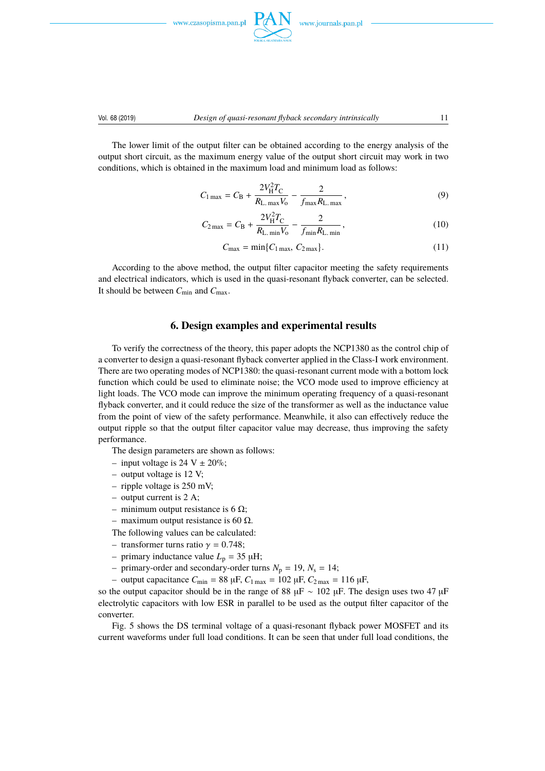The lower limit of the output filter can be obtained according to the energy analysis of the output short circuit, as the maximum energy value of the output short circuit may work in two conditions, which is obtained in the maximum load and minimum load as follows:

$$C_{1\,\max} = C_{\mathrm{B}} + \frac{2V_{\mathrm{H}}^{2}T_{\mathrm{C}}}{R_{\mathrm{L.\,max}}V_{\mathrm{o}}} - \frac{2}{f_{\max}R_{\mathrm{L.\,max}}}, \tag{9}$$

$$C_{2\,\max} = C_{\mathrm{B}} + \frac{2V_{\mathrm{H}}^{2}T_{\mathrm{C}}}{R_{\mathrm{L.\,min}}V_{\mathrm{o}}} - \frac{2}{f_{\min}R_{\mathrm{L.\,min}}}, \tag{10}$$

$$C_{\max} = \min\{C_{1\,\max},\, C_{2\,\max}\}. \tag{11}$$

According to the above method, the output filter capacitor meeting the safety requirements and electrical indicators, which is used in the quasi-resonant flyback converter, can be selected. It should be between $C_{\min}$ and $C_{\max}$.

## 6. Design examples and experimental results

To verify the correctness of the theory, this paper adopts the NCP1380 as the control chip of a converter to design a quasi-resonant flyback converter applied in the Class-I work environment. There are two operating modes of NCP1380: the quasi-resonant current mode with a bottom lock function which could be used to eliminate noise; the VCO mode used to improve efficiency at light loads. The VCO mode can improve the minimum operating frequency of a quasi-resonant flyback converter, and it could reduce the size of the transformer as well as the inductance value from the point of view of the safety performance. Meanwhile, it also can effectively reduce the output ripple so that the output filter capacitor value may decrease, thus improving the safety performance.

The design parameters are shown as follows:

- input voltage is 24 V ± 20%;
- output voltage is 12 V;
- ripple voltage is 250 mV;
- output current is 2 A;
- minimum output resistance is 6 Ω;
- maximum output resistance is 60 Ω.

The following values can be calculated:

- transformer turns ratio $\gamma = 0.748$;
- primary inductance value $L_{\mathrm{p}} = 35$ μH;
- primary-order and secondary-order turns $N_{\mathrm{p}} = 19$, $N_{\mathrm{s}} = 14$;
- output capacitance $C_{\min} = 88$ μF, $C_{1\,\max} = 102$ μF, $C_{2\,\max} = 116$ μF,

so the output capacitor should be in the range of 88 μF ∼ 102 μF. The design uses two 47 μF electrolytic capacitors with low ESR in parallel to be used as the output filter capacitor of the converter.

Fig. 5 shows the DS terminal voltage of a quasi-resonant flyback power MOSFET and its current waveforms under full load conditions. It can be seen that under full load conditions, the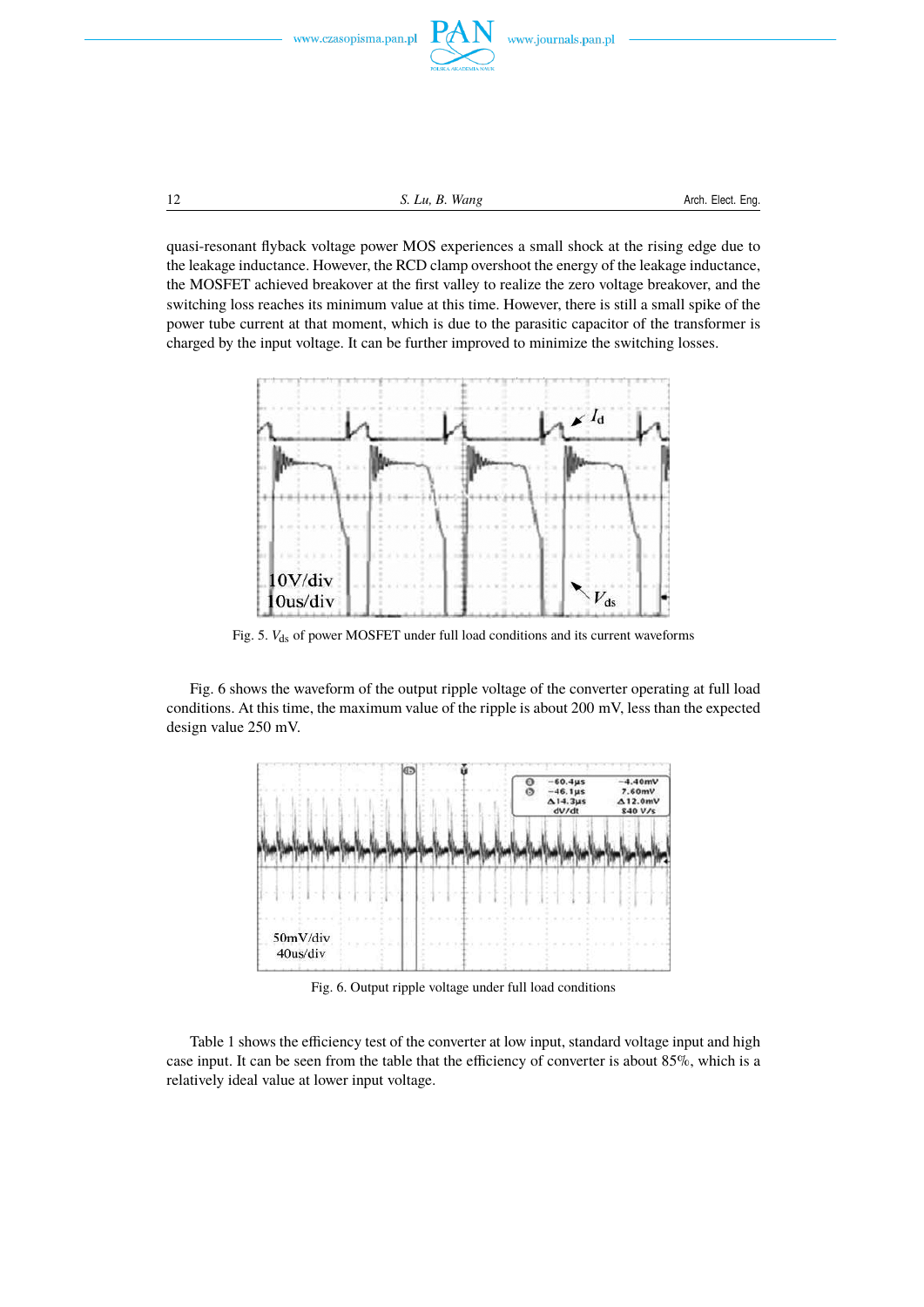quasi-resonant flyback voltage power MOS experiences a small shock at the rising edge due to the leakage inductance. However, the RCD clamp overshoot the energy of the leakage inductance, the MOSFET achieved breakover at the first valley to realize the zero voltage breakover, and the switching loss reaches its minimum value at this time. However, there is still a small spike of the power tube current at that moment, which is due to the parasitic capacitor of the transformer is charged by the input voltage. It can be further improved to minimize the switching losses.

Fig. 5. $V_{ds}$ of power MOSFET under full load conditions and its current waveforms

Fig. 6 shows the waveform of the output ripple voltage of the converter operating at full load conditions. At this time, the maximum value of the ripple is about 200 mV, less than the expected design value 250 mV.

Fig. 6. Output ripple voltage under full load conditions

Table 1 shows the efficiency test of the converter at low input, standard voltage input and high case input. It can be seen from the table that the efficiency of converter is about 85%, which is a relatively ideal value at lower input voltage.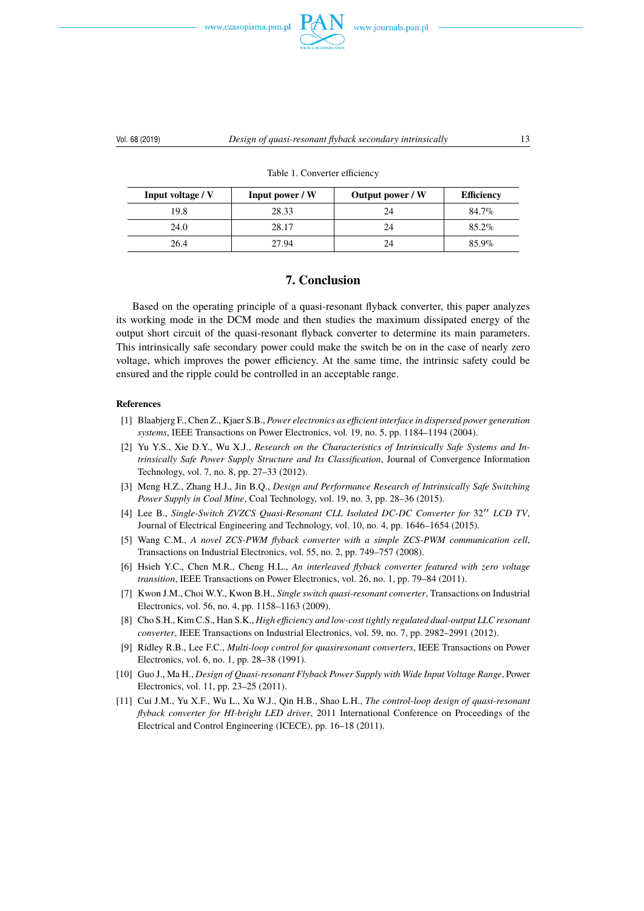Table 1. Converter efficiency

| Input voltage / V | Input power / W | Output power / W | Efficiency |
|---|---|---|---|
| 19.8 | 28.33 | 24 | 84.7% |
| 24.0 | 28.17 | 24 | 85.2% |
| 26.4 | 27.94 | 24 | 85.9% |

## 7. Conclusion

Based on the operating principle of a quasi-resonant flyback converter, this paper analyzes its working mode in the DCM mode and then studies the maximum dissipated energy of the output short circuit of the quasi-resonant flyback converter to determine its main parameters. This intrinsically safe secondary power could make the switch be on in the case of nearly zero voltage, which improves the power efficiency. At the same time, the intrinsic safety could be ensured and the ripple could be controlled in an acceptable range.

### References

[1] Blaabjerg F., Chen Z., Kjaer S.B., *Power electronics as efficient interface in dispersed power generation systems*, IEEE Transactions on Power Electronics, vol. 19, no. 5, pp. 1184–1194 (2004).

[2] Yu Y.S., Xie D.Y., Wu X.J., *Research on the Characteristics of Intrinsically Safe Systems and Intrinsically Safe Power Supply Structure and Its Classification*, Journal of Convergence Information Technology, vol. 7, no. 8, pp. 27–33 (2012).

[3] Meng H.Z., Zhang H.J., Jin B.Q., *Design and Performance Research of Intrinsically Safe Switching Power Supply in Coal Mine*, Coal Technology, vol. 19, no. 3, pp. 28–36 (2015).

[4] Lee B., *Single-Switch ZVZCS Quasi-Resonant CLL Isolated DC-DC Converter for 32″ LCD TV*, Journal of Electrical Engineering and Technology, vol. 10, no. 4, pp. 1646–1654 (2015).

[5] Wang C.M., *A novel ZCS-PWM flyback converter with a simple ZCS-PWM communication cell*, Transactions on Industrial Electronics, vol. 55, no. 2, pp. 749–757 (2008).

[6] Hsieh Y.C., Chen M.R., Cheng H.L., *An interleaved flyback converter featured with zero voltage transition*, IEEE Transactions on Power Electronics, vol. 26, no. 1, pp. 79–84 (2011).

[7] Kwon J.M., Choi W.Y., Kwon B.H., *Single switch quasi-resonant converter*, Transactions on Industrial Electronics, vol. 56, no. 4, pp. 1158–1163 (2009).

[8] Cho S.H., Kim C.S., Han S.K., *High efficiency and low-cost tightly regulated dual-output LLC resonant converter*, IEEE Transactions on Industrial Electronics, vol. 59, no. 7, pp. 2982–2991 (2012).

[9] Ridley R.B., Lee F.C., *Multi-loop control for quasiresonant converters*, IEEE Transactions on Power Electronics, vol. 6, no. 1, pp. 28–38 (1991).

[10] Guo J., Ma H., *Design of Quasi-resonant Flyback Power Supply with Wide Input Voltage Range*, Power Electronics, vol. 11, pp. 23–25 (2011).

[11] Cui J.M., Yu X.F., Wu L., Xu W.J., Qin H.B., Shao L.H., *The control-loop design of quasi-resonant flyback converter for HI-bright LED driver*, 2011 International Conference on Proceedings of the Electrical and Control Engineering (ICECE), pp. 16–18 (2011).